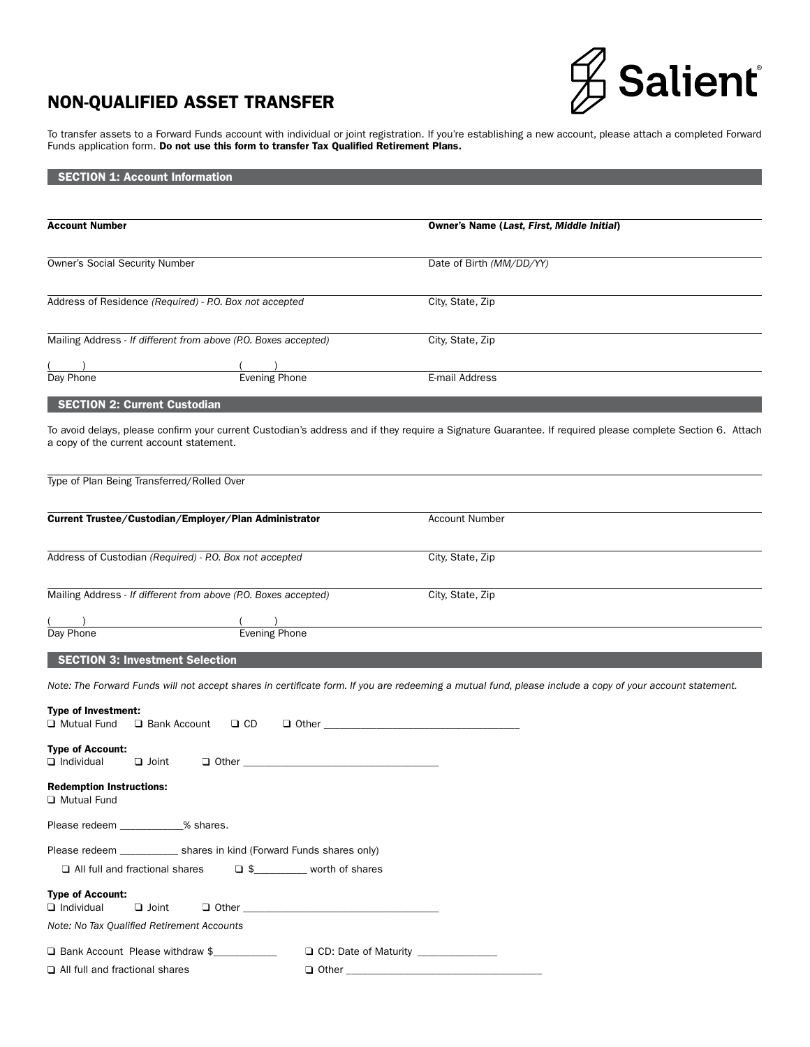# NON-QUALIFIED ASSET TRANSFER

Salient®

To transfer assets to a Forward Funds account with individual or joint registration. If you're establishing a new account, please attach a completed Forward Funds application form. **Do not use this form to transfer Tax Qualified Retirement Plans.**

## SECTION 1: Account Information

**Account Number** ______________________ **Owner's Name (*Last, First, Middle Initial*)** ______________________

Owner's Social Security Number ______________________ Date of Birth *(MM/DD/YY)* ______________________

Address of Residence *(Required) - P.O. Box not accepted* ______________________ City, State, Zip ______________________

Mailing Address - *If different from above (P.O. Boxes accepted)* ______________________ City, State, Zip ______________________

(    ) ______________________ (    ) ______________________ ______________________

Day Phone / Evening Phone / E-mail Address

## SECTION 2: Current Custodian

To avoid delays, please confirm your current Custodian's address and if they require a Signature Guarantee. If required please complete Section 6. Attach a copy of the current account statement.

Type of Plan Being Transferred/Rolled Over ______________________

**Current Trustee/Custodian/Employer/Plan Administrator** ______________________ Account Number ______________________

Address of Custodian *(Required) - P.O. Box not accepted* ______________________ City, State, Zip ______________________

Mailing Address - *If different from above (P.O. Boxes accepted)* ______________________ City, State, Zip ______________________

(    ) ______________________ (    ) ______________________

Day Phone / Evening Phone

## SECTION 3: Investment Selection

*Note: The Forward Funds will not accept shares in certificate form. If you are redeeming a mutual fund, please include a copy of your account statement.*

**Type of Investment:**
❑ Mutual Fund ❑ Bank Account ❑ CD ❑ Other ______________________

**Type of Account:**
❑ Individual ❑ Joint ❑ Other ______________________

**Redemption Instructions:**
❑ Mutual Fund

Please redeem ___________% shares.

Please redeem __________ shares in kind (Forward Funds shares only)

❑ All full and fractional shares ❑ $_________ worth of shares

**Type of Account:**
❑ Individual ❑ Joint ❑ Other ______________________

*Note: No Tax Qualified Retirement Accounts*

❑ Bank Account Please withdraw $___________ ❑ CD: Date of Maturity ______________

❑ All full and fractional shares ❑ Other ______________________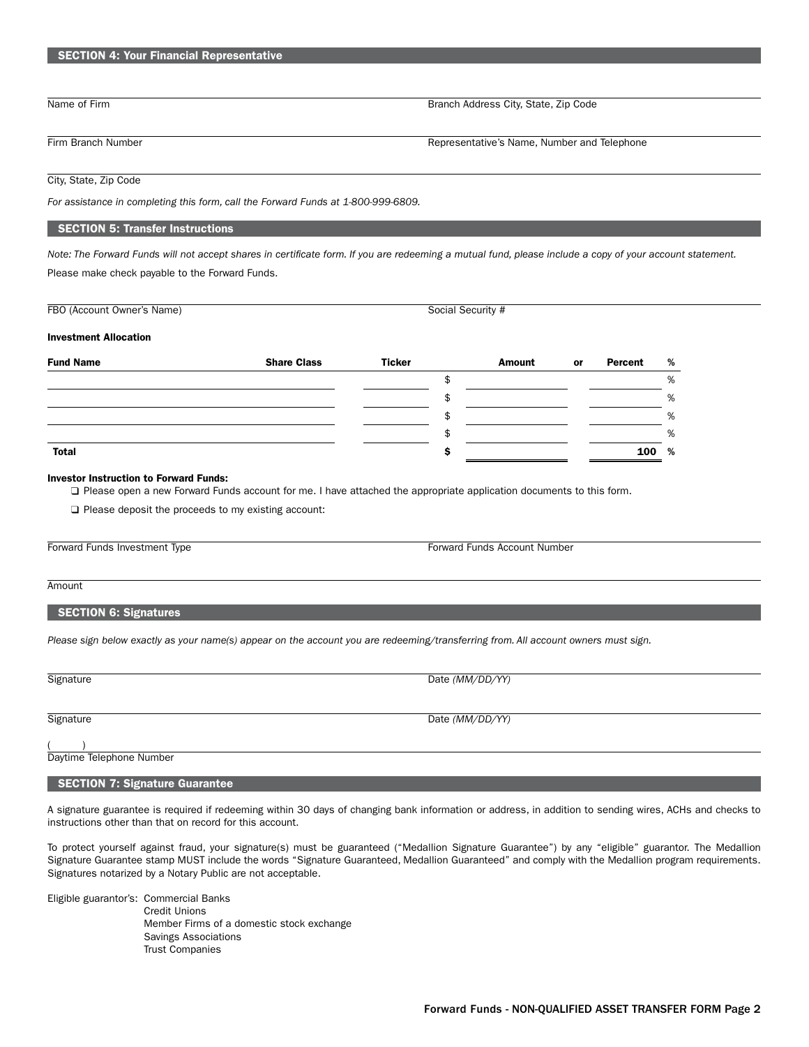## SECTION 4: Your Financial Representative

Name of Firm

Branch Address City, State, Zip Code

Firm Branch Number

Representative's Name, Number and Telephone

City, State, Zip Code

*For assistance in completing this form, call the Forward Funds at 1-800-999-6809.*

## SECTION 5: Transfer Instructions

*Note: The Forward Funds will not accept shares in certificate form. If you are redeeming a mutual fund, please include a copy of your account statement.*

Please make check payable to the Forward Funds.

FBO (Account Owner's Name)

Social Security #

**Investment Allocation**

| Fund Name | Share Class | Ticker | Amount | or | Percent % |
|---|---|---|---|---|---|
| | | | $ | | % |
| | | | $ | | % |
| | | | $ | | % |
| | | | $ | | % |
| **Total** | | | **$** | | **100 %** |

**Investor Instruction to Forward Funds:**

❑ Please open a new Forward Funds account for me. I have attached the appropriate application documents to this form.

❑ Please deposit the proceeds to my existing account:

Forward Funds Investment Type

Forward Funds Account Number

Amount

## SECTION 6: Signatures

*Please sign below exactly as your name(s) appear on the account you are redeeming/transferring from. All account owners must sign.*

Signature

Date *(MM/DD/YY)*

Signature

Date *(MM/DD/YY)*

( )
Daytime Telephone Number

## SECTION 7: Signature Guarantee

A signature guarantee is required if redeeming within 30 days of changing bank information or address, in addition to sending wires, ACHs and checks to instructions other than that on record for this account.

To protect yourself against fraud, your signature(s) must be guaranteed ("Medallion Signature Guarantee") by any "eligible" guarantor. The Medallion Signature Guarantee stamp MUST include the words "Signature Guaranteed, Medallion Guaranteed" and comply with the Medallion program requirements. Signatures notarized by a Notary Public are not acceptable.

Eligible guarantor's:
- Commercial Banks
- Credit Unions
- Member Firms of a domestic stock exchange
- Savings Associations
- Trust Companies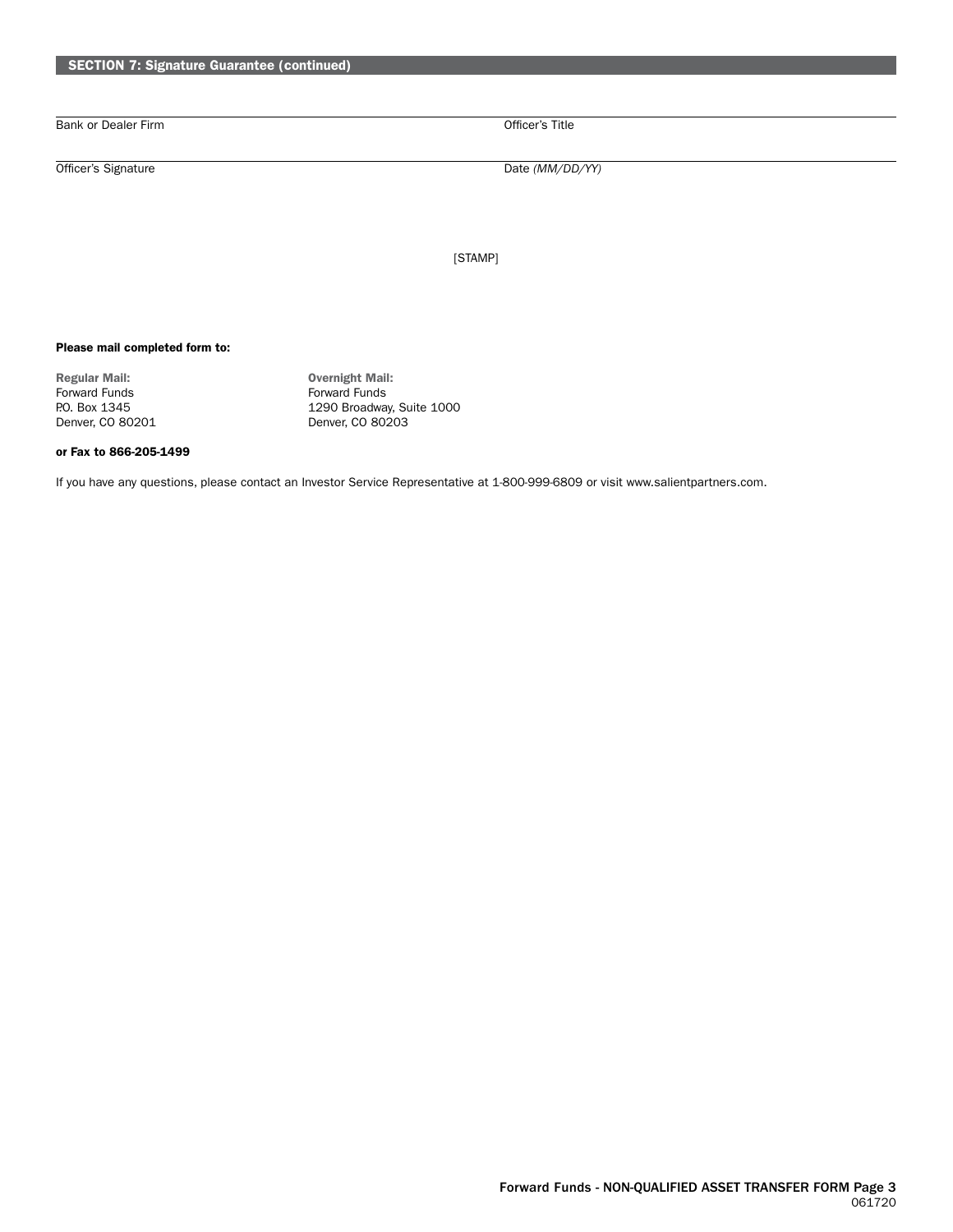## SECTION 7: Signature Guarantee (continued)

| | |
|---|---|
| Bank or Dealer Firm | Officer's Title |
| Officer's Signature | Date *(MM/DD/YY)* |

[STAMP]

**Please mail completed form to:**

**Regular Mail:**
Forward Funds
P.O. Box 1345
Denver, CO 80201

**Overnight Mail:**
Forward Funds
1290 Broadway, Suite 1000
Denver, CO 80203

**or Fax to 866-205-1499**

If you have any questions, please contact an Investor Service Representative at 1-800-999-6809 or visit www.salientpartners.com.

061720